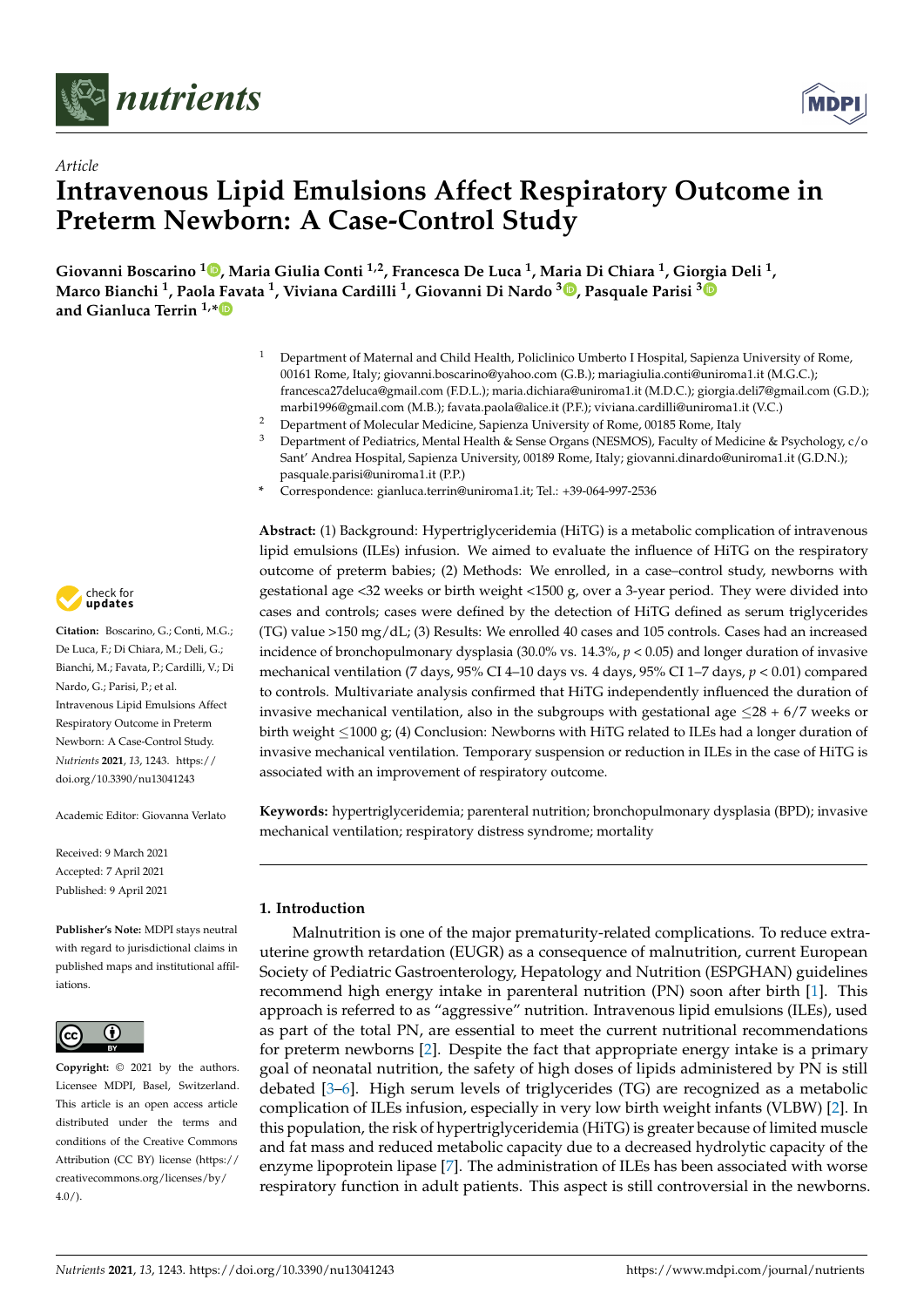*Article*

# Intravenous Lipid Emulsions Affect Respiratory Outcome in Preterm Newborn: A Case-Control Study

**Giovanni Boscarino [1], Maria Giulia Conti [1,2], Francesca De Luca [1], Maria Di Chiara [1], Giorgia Deli [1], Marco Bianchi [1], Paola Favata [1], Viviana Cardilli [1], Giovanni Di Nardo [3], Pasquale Parisi [3] and Gianluca Terrin [1,*]**

[1] Department of Maternal and Child Health, Policlinico Umberto I Hospital, Sapienza University of Rome, 00161 Rome, Italy; giovanni.boscarino@yahoo.com (G.B.); mariagiulia.conti@uniroma1.it (M.G.C.); francesca27deluca@gmail.com (F.D.L.); maria.dichiara@uniroma1.it (M.D.C.); giorgia.deli7@gmail.com (G.D.); marbi1996@gmail.com (M.B.); favata.paola@alice.it (P.F.); viviana.cardilli@uniroma1.it (V.C.)

[2] Department of Molecular Medicine, Sapienza University of Rome, 00185 Rome, Italy

[3] Department of Pediatrics, Mental Health & Sense Organs (NESMOS), Faculty of Medicine & Psychology, c/o Sant' Andrea Hospital, Sapienza University, 00189 Rome, Italy; giovanni.dinardo@uniroma1.it (G.D.N.); pasquale.parisi@uniroma1.it (P.P.)

\* Correspondence: gianluca.terrin@uniroma1.it; Tel.: +39-064-997-2536

**Citation:** Boscarino, G.; Conti, M.G.; De Luca, F.; Di Chiara, M.; Deli, G.; Bianchi, M.; Favata, P.; Cardilli, V.; Di Nardo, G.; Parisi, P.; et al. Intravenous Lipid Emulsions Affect Respiratory Outcome in Preterm Newborn: A Case-Control Study. *Nutrients* **2021**, *13*, 1243. https://doi.org/10.3390/nu13041243

Academic Editor: Giovanna Verlato

Received: 9 March 2021
Accepted: 7 April 2021
Published: 9 April 2021

**Publisher's Note:** MDPI stays neutral with regard to jurisdictional claims in published maps and institutional affiliations.

**Copyright:** © 2021 by the authors. Licensee MDPI, Basel, Switzerland. This article is an open access article distributed under the terms and conditions of the Creative Commons Attribution (CC BY) license (https://creativecommons.org/licenses/by/4.0/).

**Abstract:** (1) Background: Hypertriglyceridemia (HiTG) is a metabolic complication of intravenous lipid emulsions (ILEs) infusion. We aimed to evaluate the influence of HiTG on the respiratory outcome of preterm babies; (2) Methods: We enrolled, in a case–control study, newborns with gestational age <32 weeks or birth weight <1500 g, over a 3-year period. They were divided into cases and controls; cases were defined by the detection of HiTG defined as serum triglycerides (TG) value >150 mg/dL; (3) Results: We enrolled 40 cases and 105 controls. Cases had an increased incidence of bronchopulmonary dysplasia (30.0% vs. 14.3%, $p < 0.05$) and longer duration of invasive mechanical ventilation (7 days, 95% CI 4–10 days vs. 4 days, 95% CI 1–7 days, $p < 0.01$) compared to controls. Multivariate analysis confirmed that HiTG independently influenced the duration of invasive mechanical ventilation, also in the subgroups with gestational age ≤28 + 6/7 weeks or birth weight ≤1000 g; (4) Conclusion: Newborns with HiTG related to ILEs had a longer duration of invasive mechanical ventilation. Temporary suspension or reduction in ILEs in the case of HiTG is associated with an improvement of respiratory outcome.

**Keywords:** hypertriglyceridemia; parenteral nutrition; bronchopulmonary dysplasia (BPD); invasive mechanical ventilation; respiratory distress syndrome; mortality

## 1. Introduction

Malnutrition is one of the major prematurity-related complications. To reduce extra-uterine growth retardation (EUGR) as a consequence of malnutrition, current European Society of Pediatric Gastroenterology, Hepatology and Nutrition (ESPGHAN) guidelines recommend high energy intake in parenteral nutrition (PN) soon after birth [1]. This approach is referred to as "aggressive" nutrition. Intravenous lipid emulsions (ILEs), used as part of the total PN, are essential to meet the current nutritional recommendations for preterm newborns [2]. Despite the fact that appropriate energy intake is a primary goal of neonatal nutrition, the safety of high doses of lipids administered by PN is still debated [3–6]. High serum levels of triglycerides (TG) are recognized as a metabolic complication of ILEs infusion, especially in very low birth weight infants (VLBW) [2]. In this population, the risk of hypertriglyceridemia (HiTG) is greater because of limited muscle and fat mass and reduced metabolic capacity due to a decreased hydrolytic capacity of the enzyme lipoprotein lipase [7]. The administration of ILEs has been associated with worse respiratory function in adult patients. This aspect is still controversial in the newborns.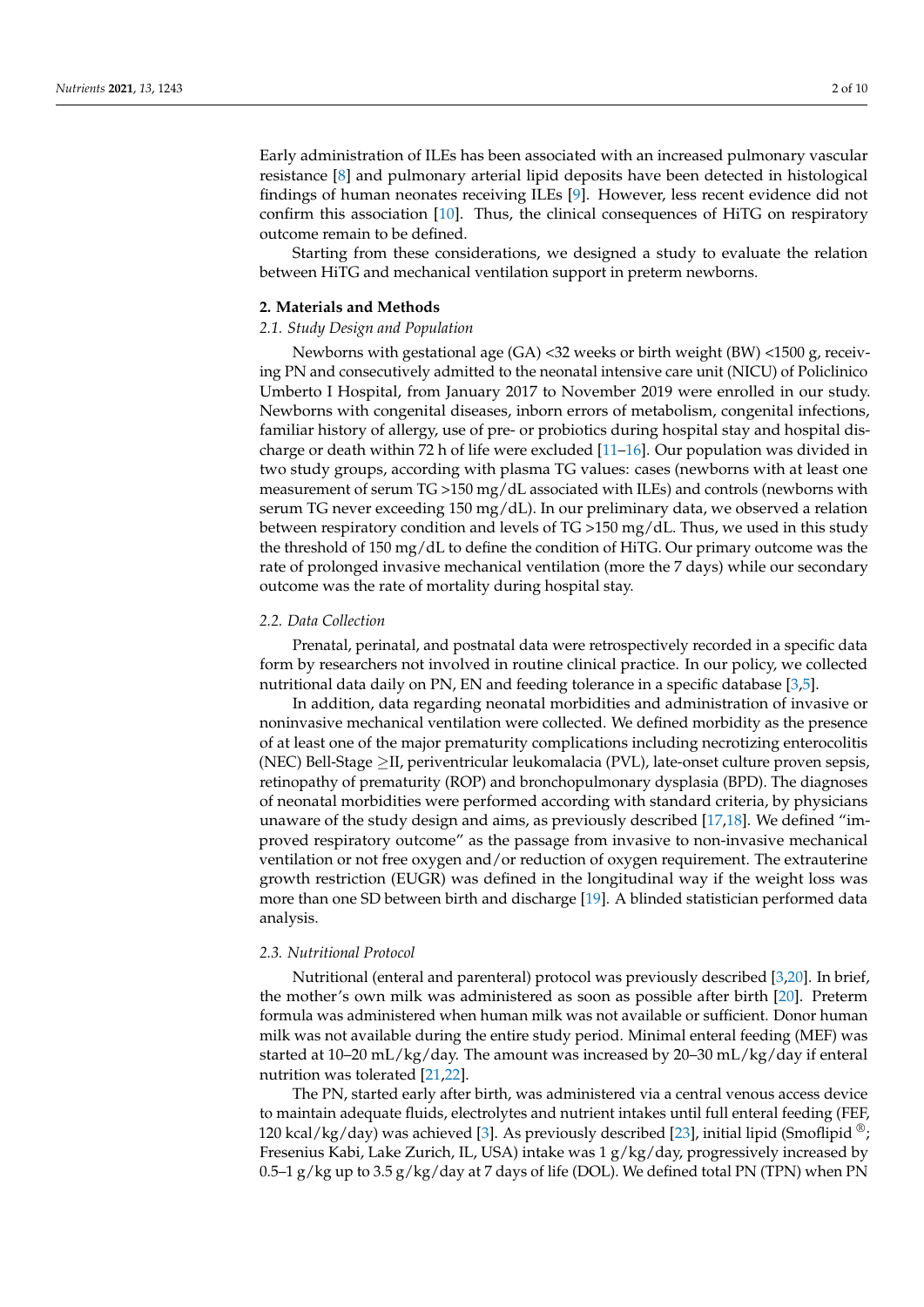Early administration of ILEs has been associated with an increased pulmonary vascular resistance [8] and pulmonary arterial lipid deposits have been detected in histological findings of human neonates receiving ILEs [9]. However, less recent evidence did not confirm this association [10]. Thus, the clinical consequences of HiTG on respiratory outcome remain to be defined.

Starting from these considerations, we designed a study to evaluate the relation between HiTG and mechanical ventilation support in preterm newborns.

## 2. Materials and Methods

### *2.1. Study Design and Population*

Newborns with gestational age (GA) <32 weeks or birth weight (BW) <1500 g, receiving PN and consecutively admitted to the neonatal intensive care unit (NICU) of Policlinico Umberto I Hospital, from January 2017 to November 2019 were enrolled in our study. Newborns with congenital diseases, inborn errors of metabolism, congenital infections, familiar history of allergy, use of pre- or probiotics during hospital stay and hospital discharge or death within 72 h of life were excluded [11–16]. Our population was divided in two study groups, according with plasma TG values: cases (newborns with at least one measurement of serum TG >150 mg/dL associated with ILEs) and controls (newborns with serum TG never exceeding 150 mg/dL). In our preliminary data, we observed a relation between respiratory condition and levels of TG >150 mg/dL. Thus, we used in this study the threshold of 150 mg/dL to define the condition of HiTG. Our primary outcome was the rate of prolonged invasive mechanical ventilation (more the 7 days) while our secondary outcome was the rate of mortality during hospital stay.

### *2.2. Data Collection*

Prenatal, perinatal, and postnatal data were retrospectively recorded in a specific data form by researchers not involved in routine clinical practice. In our policy, we collected nutritional data daily on PN, EN and feeding tolerance in a specific database [3,5].

In addition, data regarding neonatal morbidities and administration of invasive or noninvasive mechanical ventilation were collected. We defined morbidity as the presence of at least one of the major prematurity complications including necrotizing enterocolitis (NEC) Bell-Stage ≥II, periventricular leukomalacia (PVL), late-onset culture proven sepsis, retinopathy of prematurity (ROP) and bronchopulmonary dysplasia (BPD). The diagnoses of neonatal morbidities were performed according with standard criteria, by physicians unaware of the study design and aims, as previously described [17,18]. We defined "improved respiratory outcome" as the passage from invasive to non-invasive mechanical ventilation or not free oxygen and/or reduction of oxygen requirement. The extrauterine growth restriction (EUGR) was defined in the longitudinal way if the weight loss was more than one SD between birth and discharge [19]. A blinded statistician performed data analysis.

### *2.3. Nutritional Protocol*

Nutritional (enteral and parenteral) protocol was previously described [3,20]. In brief, the mother's own milk was administered as soon as possible after birth [20]. Preterm formula was administered when human milk was not available or sufficient. Donor human milk was not available during the entire study period. Minimal enteral feeding (MEF) was started at 10–20 mL/kg/day. The amount was increased by 20–30 mL/kg/day if enteral nutrition was tolerated [21,22].

The PN, started early after birth, was administered via a central venous access device to maintain adequate fluids, electrolytes and nutrient intakes until full enteral feeding (FEF, 120 kcal/kg/day) was achieved [3]. As previously described [23], initial lipid (Smoflipid ®; Fresenius Kabi, Lake Zurich, IL, USA) intake was 1 g/kg/day, progressively increased by 0.5–1 g/kg up to 3.5 g/kg/day at 7 days of life (DOL). We defined total PN (TPN) when PN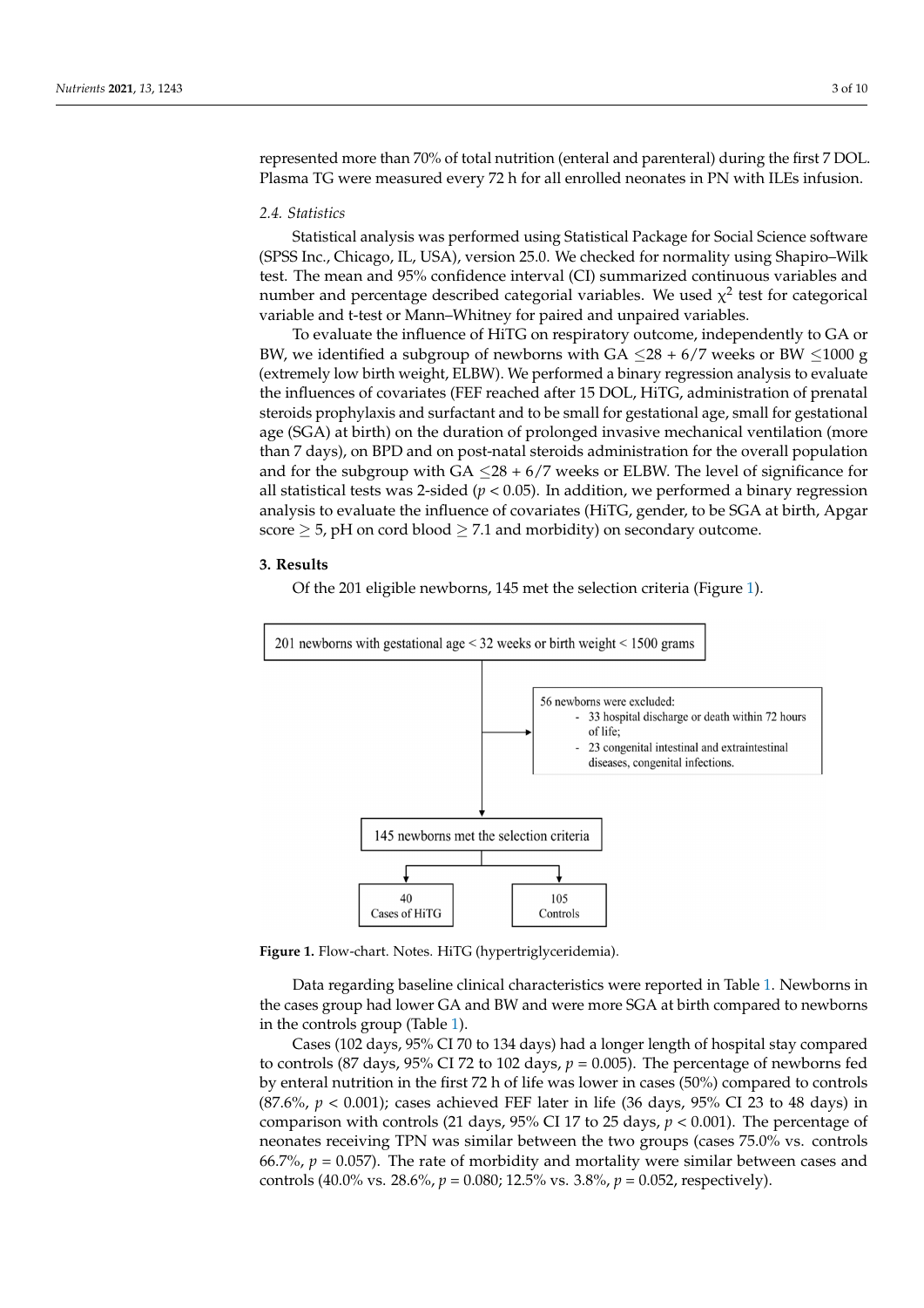represented more than 70% of total nutrition (enteral and parenteral) during the first 7 DOL. Plasma TG were measured every 72 h for all enrolled neonates in PN with ILEs infusion.

### 2.4. Statistics

Statistical analysis was performed using Statistical Package for Social Science software (SPSS Inc., Chicago, IL, USA), version 25.0. We checked for normality using Shapiro–Wilk test. The mean and 95% confidence interval (CI) summarized continuous variables and number and percentage described categorial variables. We used $\chi^2$ test for categorical variable and t-test or Mann–Whitney for paired and unpaired variables.

To evaluate the influence of HiTG on respiratory outcome, independently to GA or BW, we identified a subgroup of newborns with GA $\leq$28 + 6/7 weeks or BW $\leq$1000 g (extremely low birth weight, ELBW). We performed a binary regression analysis to evaluate the influences of covariates (FEF reached after 15 DOL, HiTG, administration of prenatal steroids prophylaxis and surfactant and to be small for gestational age, small for gestational age (SGA) at birth) on the duration of prolonged invasive mechanical ventilation (more than 7 days), on BPD and on post-natal steroids administration for the overall population and for the subgroup with GA $\leq$28 + 6/7 weeks or ELBW. The level of significance for all statistical tests was 2-sided ($p < 0.05$). In addition, we performed a binary regression analysis to evaluate the influence of covariates (HiTG, gender, to be SGA at birth, Apgar score $\geq$ 5, pH on cord blood $\geq$ 7.1 and morbidity) on secondary outcome.

## 3. Results

Of the 201 eligible newborns, 145 met the selection criteria (Figure 1).

201 newborns with gestational age < 32 weeks or birth weight < 1500 grams

56 newborns were excluded:
- 33 hospital discharge or death within 72 hours of life;
- 23 congenital intestinal and extraintestinal diseases, congenital infections.

145 newborns met the selection criteria

40 Cases of HiTG | 105 Controls

**Figure 1.** Flow-chart. Notes. HiTG (hypertriglyceridemia).

Data regarding baseline clinical characteristics were reported in Table 1. Newborns in the cases group had lower GA and BW and were more SGA at birth compared to newborns in the controls group (Table 1).

Cases (102 days, 95% CI 70 to 134 days) had a longer length of hospital stay compared to controls (87 days, 95% CI 72 to 102 days, $p$ = 0.005). The percentage of newborns fed by enteral nutrition in the first 72 h of life was lower in cases (50%) compared to controls (87.6%, $p$ < 0.001); cases achieved FEF later in life (36 days, 95% CI 23 to 48 days) in comparison with controls (21 days, 95% CI 17 to 25 days, $p$ < 0.001). The percentage of neonates receiving TPN was similar between the two groups (cases 75.0% vs. controls 66.7%, $p$ = 0.057). The rate of morbidity and mortality were similar between cases and controls (40.0% vs. 28.6%, $p$ = 0.080; 12.5% vs. 3.8%, $p$ = 0.052, respectively).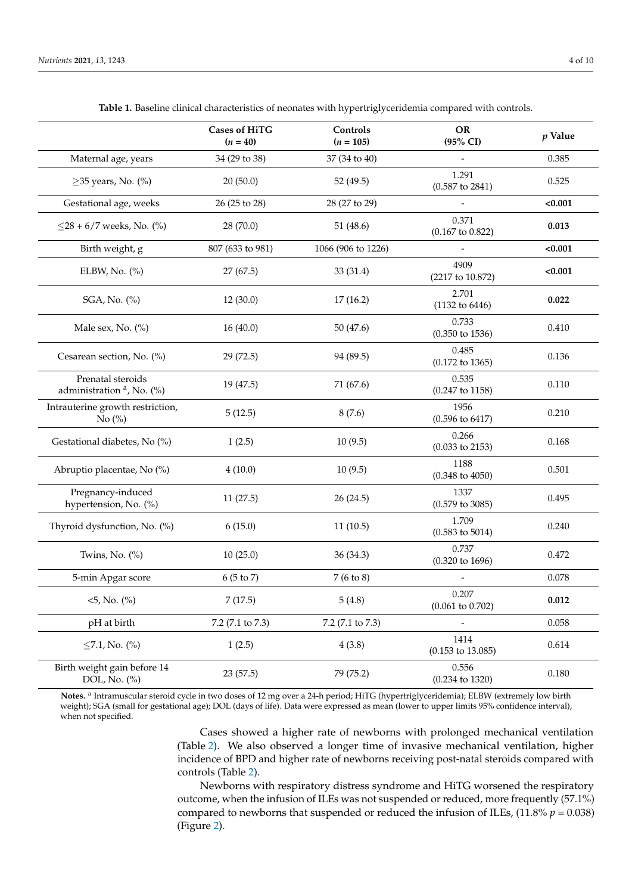**Table 1.** Baseline clinical characteristics of neonates with hypertriglyceridemia compared with controls.

| | Cases of HiTG ($n$ = 40) | Controls ($n$ = 105) | OR (95% CI) | $p$ Value |
|---|---|---|---|---|
| Maternal age, years | 34 (29 to 38) | 37 (34 to 40) | - | 0.385 |
| ≥35 years, No. (%) | 20 (50.0) | 52 (49.5) | 1.291 (0.587 to 2841) | 0.525 |
| Gestational age, weeks | 26 (25 to 28) | 28 (27 to 29) | - | **<0.001** |
| ≤28 + 6/7 weeks, No. (%) | 28 (70.0) | 51 (48.6) | 0.371 (0.167 to 0.822) | **0.013** |
| Birth weight, g | 807 (633 to 981) | 1066 (906 to 1226) | - | **<0.001** |
| ELBW, No. (%) | 27 (67.5) | 33 (31.4) | 4909 (2217 to 10.872) | **<0.001** |
| SGA, No. (%) | 12 (30.0) | 17 (16.2) | 2.701 (1132 to 6446) | **0.022** |
| Male sex, No. (%) | 16 (40.0) | 50 (47.6) | 0.733 (0.350 to 1536) | 0.410 |
| Cesarean section, No. (%) | 29 (72.5) | 94 (89.5) | 0.485 (0.172 to 1365) | 0.136 |
| Prenatal steroids administration [a], No. (%) | 19 (47.5) | 71 (67.6) | 0.535 (0.247 to 1158) | 0.110 |
| Intrauterine growth restriction, No (%) | 5 (12.5) | 8 (7.6) | 1956 (0.596 to 6417) | 0.210 |
| Gestational diabetes, No (%) | 1 (2.5) | 10 (9.5) | 0.266 (0.033 to 2153) | 0.168 |
| Abruptio placentae, No (%) | 4 (10.0) | 10 (9.5) | 1188 (0.348 to 4050) | 0.501 |
| Pregnancy-induced hypertension, No. (%) | 11 (27.5) | 26 (24.5) | 1337 (0.579 to 3085) | 0.495 |
| Thyroid dysfunction, No. (%) | 6 (15.0) | 11 (10.5) | 1.709 (0.583 to 5014) | 0.240 |
| Twins, No. (%) | 10 (25.0) | 36 (34.3) | 0.737 (0.320 to 1696) | 0.472 |
| 5-min Apgar score | 6 (5 to 7) | 7 (6 to 8) | - | 0.078 |
| <5, No. (%) | 7 (17.5) | 5 (4.8) | 0.207 (0.061 to 0.702) | **0.012** |
| pH at birth | 7.2 (7.1 to 7.3) | 7.2 (7.1 to 7.3) | - | 0.058 |
| ≤7.1, No. (%) | 1 (2.5) | 4 (3.8) | 1414 (0.153 to 13.085) | 0.614 |
| Birth weight gain before 14 DOL, No. (%) | 23 (57.5) | 79 (75.2) | 0.556 (0.234 to 1320) | 0.180 |

**Notes.** [a] Intramuscular steroid cycle in two doses of 12 mg over a 24-h period; HiTG (hypertriglyceridemia); ELBW (extremely low birth weight); SGA (small for gestational age); DOL (days of life). Data were expressed as mean (lower to upper limits 95% confidence interval), when not specified.

Cases showed a higher rate of newborns with prolonged mechanical ventilation (Table 2). We also observed a longer time of invasive mechanical ventilation, higher incidence of BPD and higher rate of newborns receiving post-natal steroids compared with controls (Table 2).

Newborns with respiratory distress syndrome and HiTG worsened the respiratory outcome, when the infusion of ILEs was not suspended or reduced, more frequently (57.1%) compared to newborns that suspended or reduced the infusion of ILEs, (11.8% $p$ = 0.038) (Figure 2).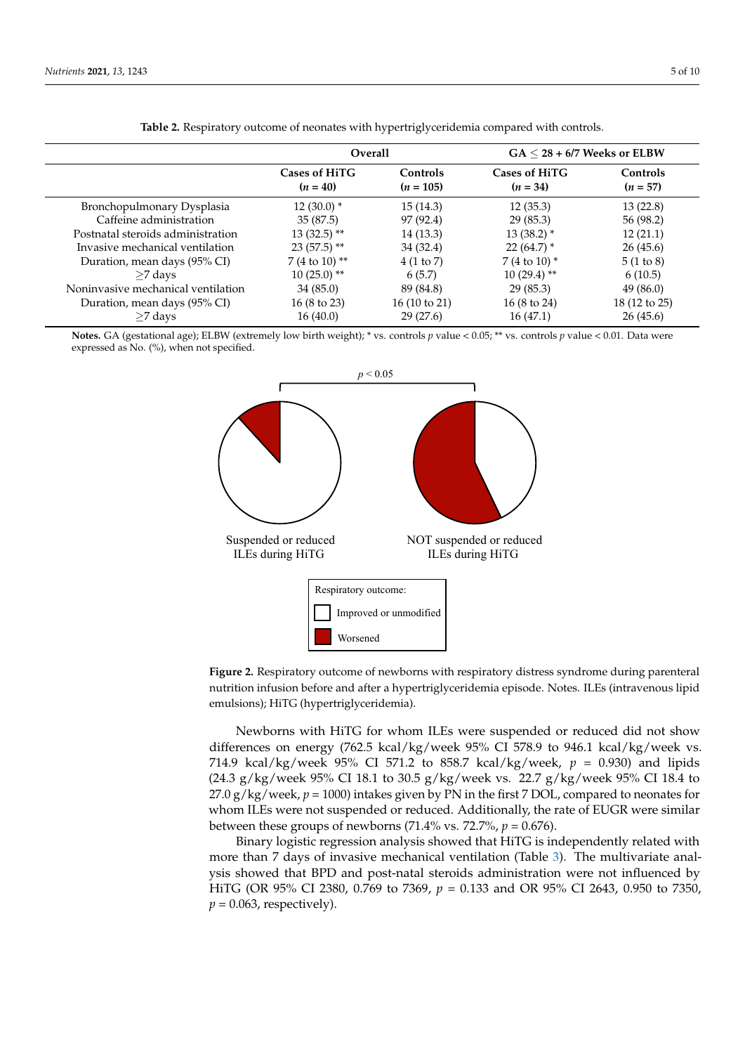**Table 2.** Respiratory outcome of neonates with hypertriglyceridemia compared with controls.

| | Overall | | GA ≤ 28 + 6/7 Weeks or ELBW | |
|---|---|---|---|---|
| | Cases of HiTG ($n$ = 40) | Controls ($n$ = 105) | Cases of HiTG ($n$ = 34) | Controls ($n$ = 57) |
| Bronchopulmonary Dysplasia | 12 (30.0) * | 15 (14.3) | 12 (35.3) | 13 (22.8) |
| Caffeine administration | 35 (87.5) | 97 (92.4) | 29 (85.3) | 56 (98.2) |
| Postnatal steroids administration | 13 (32.5) ** | 14 (13.3) | 13 (38.2) * | 12 (21.1) |
| Invasive mechanical ventilation | 23 (57.5) ** | 34 (32.4) | 22 (64.7) * | 26 (45.6) |
| Duration, mean days (95% CI) | 7 (4 to 10) ** | 4 (1 to 7) | 7 (4 to 10) * | 5 (1 to 8) |
| ≥7 days | 10 (25.0) ** | 6 (5.7) | 10 (29.4) ** | 6 (10.5) |
| Noninvasive mechanical ventilation | 34 (85.0) | 89 (84.8) | 29 (85.3) | 49 (86.0) |
| Duration, mean days (95% CI) | 16 (8 to 23) | 16 (10 to 21) | 16 (8 to 24) | 18 (12 to 25) |
| ≥7 days | 16 (40.0) | 29 (27.6) | 16 (47.1) | 26 (45.6) |

**Notes.** GA (gestational age); ELBW (extremely low birth weight); * vs. controls $p$ value < 0.05; ** vs. controls $p$ value < 0.01. Data were expressed as No. (%), when not specified.

**Figure 2.** Respiratory outcome of newborns with respiratory distress syndrome during parenteral nutrition infusion before and after a hypertriglyceridemia episode. Notes. ILEs (intravenous lipid emulsions); HiTG (hypertriglyceridemia).

Newborns with HiTG for whom ILEs were suspended or reduced did not show differences on energy (762.5 kcal/kg/week 95% CI 578.9 to 946.1 kcal/kg/week vs. 714.9 kcal/kg/week 95% CI 571.2 to 858.7 kcal/kg/week, $p$ = 0.930) and lipids (24.3 g/kg/week 95% CI 18.1 to 30.5 g/kg/week vs. 22.7 g/kg/week 95% CI 18.4 to 27.0 g/kg/week, $p$ = 1000) intakes given by PN in the first 7 DOL, compared to neonates for whom ILEs were not suspended or reduced. Additionally, the rate of EUGR were similar between these groups of newborns (71.4% vs. 72.7%, $p$ = 0.676).

Binary logistic regression analysis showed that HiTG is independently related with more than 7 days of invasive mechanical ventilation (Table 3). The multivariate analysis showed that BPD and post-natal steroids administration were not influenced by HiTG (OR 95% CI 2380, 0.769 to 7369, $p$ = 0.133 and OR 95% CI 2643, 0.950 to 7350, $p$ = 0.063, respectively).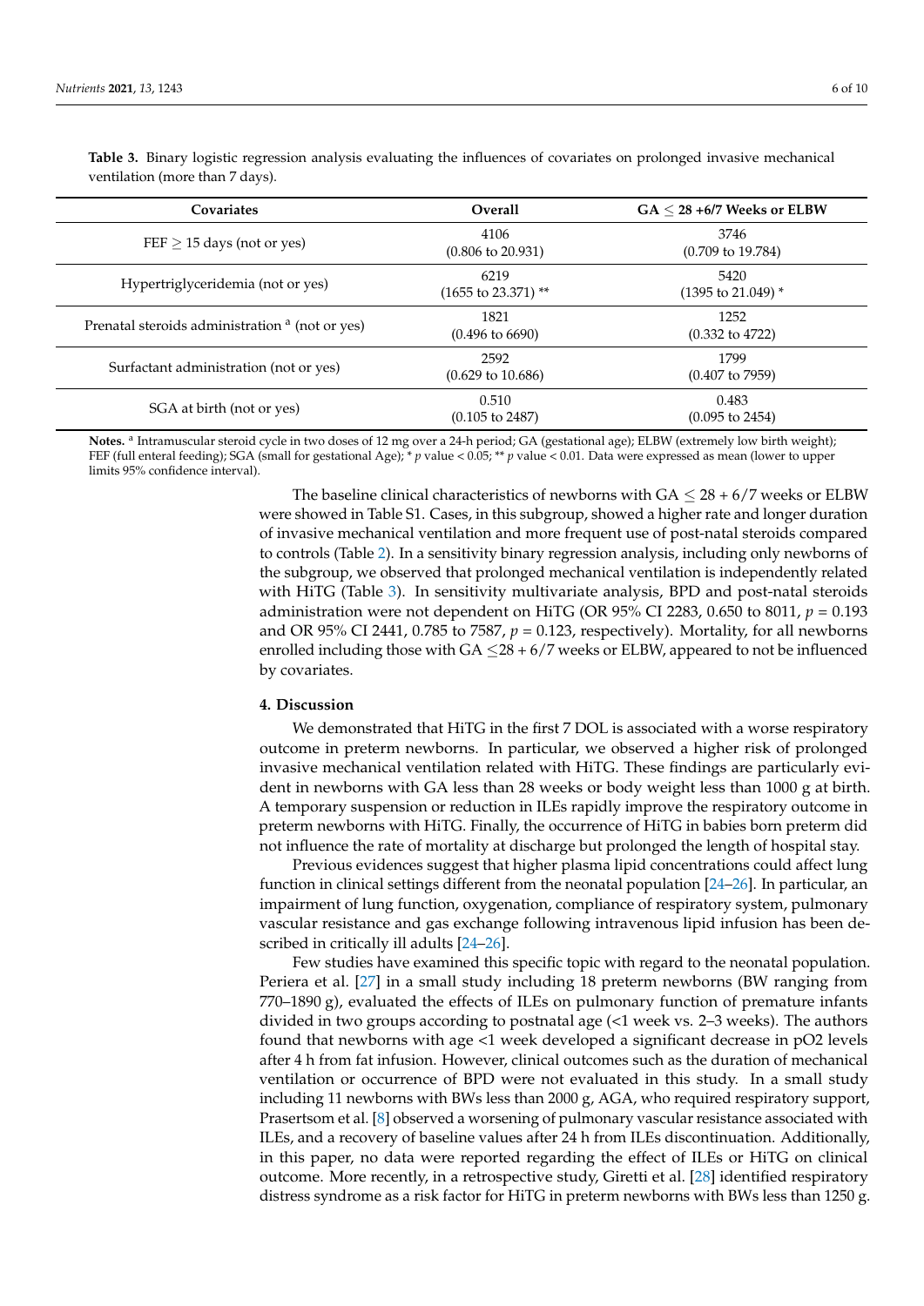**Table 3.** Binary logistic regression analysis evaluating the influences of covariates on prolonged invasive mechanical ventilation (more than 7 days).

| Covariates | Overall | GA ≤ 28 +6/7 Weeks or ELBW |
|---|---|---|
| FEF ≥ 15 days (not or yes) | 4106 (0.806 to 20.931) | 3746 (0.709 to 19.784) |
| Hypertriglyceridemia (not or yes) | 6219 (1655 to 23.371) ** | 5420 (1395 to 21.049) * |
| Prenatal steroids administration [a] (not or yes) | 1821 (0.496 to 6690) | 1252 (0.332 to 4722) |
| Surfactant administration (not or yes) | 2592 (0.629 to 10.686) | 1799 (0.407 to 7959) |
| SGA at birth (not or yes) | 0.510 (0.105 to 2487) | 0.483 (0.095 to 2454) |

**Notes.** [a] Intramuscular steroid cycle in two doses of 12 mg over a 24-h period; GA (gestational age); ELBW (extremely low birth weight); FEF (full enteral feeding); SGA (small for gestational Age); * *p* value < 0.05; ** *p* value < 0.01. Data were expressed as mean (lower to upper limits 95% confidence interval).

The baseline clinical characteristics of newborns with GA ≤ 28 + 6/7 weeks or ELBW were showed in Table S1. Cases, in this subgroup, showed a higher rate and longer duration of invasive mechanical ventilation and more frequent use of post-natal steroids compared to controls (Table 2). In a sensitivity binary regression analysis, including only newborns of the subgroup, we observed that prolonged mechanical ventilation is independently related with HiTG (Table 3). In sensitivity multivariate analysis, BPD and post-natal steroids administration were not dependent on HiTG (OR 95% CI 2283, 0.650 to 8011, $p = 0.193$ and OR 95% CI 2441, 0.785 to 7587, $p = 0.123$, respectively). Mortality, for all newborns enrolled including those with GA ≤28 + 6/7 weeks or ELBW, appeared to not be influenced by covariates.

## 4. Discussion

We demonstrated that HiTG in the first 7 DOL is associated with a worse respiratory outcome in preterm newborns. In particular, we observed a higher risk of prolonged invasive mechanical ventilation related with HiTG. These findings are particularly evident in newborns with GA less than 28 weeks or body weight less than 1000 g at birth. A temporary suspension or reduction in ILEs rapidly improve the respiratory outcome in preterm newborns with HiTG. Finally, the occurrence of HiTG in babies born preterm did not influence the rate of mortality at discharge but prolonged the length of hospital stay.

Previous evidences suggest that higher plasma lipid concentrations could affect lung function in clinical settings different from the neonatal population [24–26]. In particular, an impairment of lung function, oxygenation, compliance of respiratory system, pulmonary vascular resistance and gas exchange following intravenous lipid infusion has been described in critically ill adults [24–26].

Few studies have examined this specific topic with regard to the neonatal population. Periera et al. [27] in a small study including 18 preterm newborns (BW ranging from 770–1890 g), evaluated the effects of ILEs on pulmonary function of premature infants divided in two groups according to postnatal age (<1 week vs. 2–3 weeks). The authors found that newborns with age <1 week developed a significant decrease in pO2 levels after 4 h from fat infusion. However, clinical outcomes such as the duration of mechanical ventilation or occurrence of BPD were not evaluated in this study. In a small study including 11 newborns with BWs less than 2000 g, AGA, who required respiratory support, Prasertsom et al. [8] observed a worsening of pulmonary vascular resistance associated with ILEs, and a recovery of baseline values after 24 h from ILEs discontinuation. Additionally, in this paper, no data were reported regarding the effect of ILEs or HiTG on clinical outcome. More recently, in a retrospective study, Giretti et al. [28] identified respiratory distress syndrome as a risk factor for HiTG in preterm newborns with BWs less than 1250 g.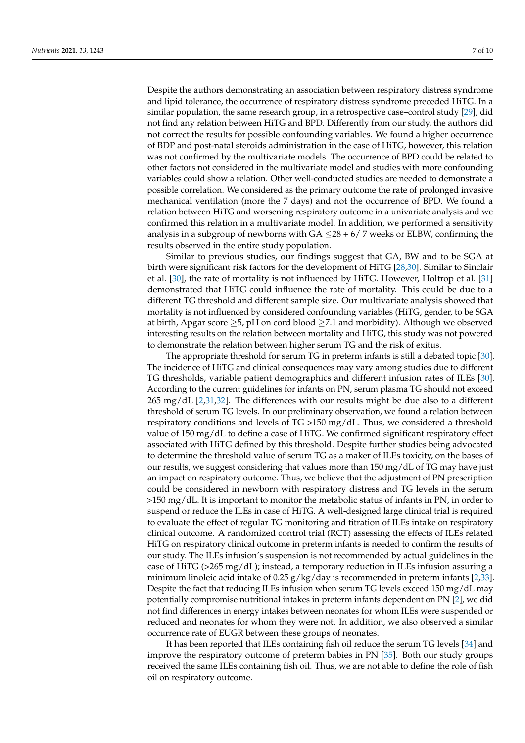Despite the authors demonstrating an association between respiratory distress syndrome and lipid tolerance, the occurrence of respiratory distress syndrome preceded HiTG. In a similar population, the same research group, in a retrospective case–control study [29], did not find any relation between HiTG and BPD. Differently from our study, the authors did not correct the results for possible confounding variables. We found a higher occurrence of BDP and post-natal steroids administration in the case of HiTG, however, this relation was not confirmed by the multivariate models. The occurrence of BPD could be related to other factors not considered in the multivariate model and studies with more confounding variables could show a relation. Other well-conducted studies are needed to demonstrate a possible correlation. We considered as the primary outcome the rate of prolonged invasive mechanical ventilation (more the 7 days) and not the occurrence of BPD. We found a relation between HiTG and worsening respiratory outcome in a univariate analysis and we confirmed this relation in a multivariate model. In addition, we performed a sensitivity analysis in a subgroup of newborns with GA $\leq$28 + 6/ 7 weeks or ELBW, confirming the results observed in the entire study population.

Similar to previous studies, our findings suggest that GA, BW and to be SGA at birth were significant risk factors for the development of HiTG [28,30]. Similar to Sinclair et al. [30], the rate of mortality is not influenced by HiTG. However, Holtrop et al. [31] demonstrated that HiTG could influence the rate of mortality. This could be due to a different TG threshold and different sample size. Our multivariate analysis showed that mortality is not influenced by considered confounding variables (HiTG, gender, to be SGA at birth, Apgar score $\geq$5, pH on cord blood $\geq$7.1 and morbidity). Although we observed interesting results on the relation between mortality and HiTG, this study was not powered to demonstrate the relation between higher serum TG and the risk of exitus.

The appropriate threshold for serum TG in preterm infants is still a debated topic [30]. The incidence of HiTG and clinical consequences may vary among studies due to different TG thresholds, variable patient demographics and different infusion rates of ILEs [30]. According to the current guidelines for infants on PN, serum plasma TG should not exceed 265 mg/dL [2,31,32]. The differences with our results might be due also to a different threshold of serum TG levels. In our preliminary observation, we found a relation between respiratory conditions and levels of TG >150 mg/dL. Thus, we considered a threshold value of 150 mg/dL to define a case of HiTG. We confirmed significant respiratory effect associated with HiTG defined by this threshold. Despite further studies being advocated to determine the threshold value of serum TG as a maker of ILEs toxicity, on the bases of our results, we suggest considering that values more than 150 mg/dL of TG may have just an impact on respiratory outcome. Thus, we believe that the adjustment of PN prescription could be considered in newborn with respiratory distress and TG levels in the serum >150 mg/dL. It is important to monitor the metabolic status of infants in PN, in order to suspend or reduce the ILEs in case of HiTG. A well-designed large clinical trial is required to evaluate the effect of regular TG monitoring and titration of ILEs intake on respiratory clinical outcome. A randomized control trial (RCT) assessing the effects of ILEs related HiTG on respiratory clinical outcome in preterm infants is needed to confirm the results of our study. The ILEs infusion's suspension is not recommended by actual guidelines in the case of HiTG (>265 mg/dL); instead, a temporary reduction in ILEs infusion assuring a minimum linoleic acid intake of 0.25 g/kg/day is recommended in preterm infants [2,33]. Despite the fact that reducing ILEs infusion when serum TG levels exceed 150 mg/dL may potentially compromise nutritional intakes in preterm infants dependent on PN [2], we did not find differences in energy intakes between neonates for whom ILEs were suspended or reduced and neonates for whom they were not. In addition, we also observed a similar occurrence rate of EUGR between these groups of neonates.

It has been reported that ILEs containing fish oil reduce the serum TG levels [34] and improve the respiratory outcome of preterm babies in PN [35]. Both our study groups received the same ILEs containing fish oil. Thus, we are not able to define the role of fish oil on respiratory outcome.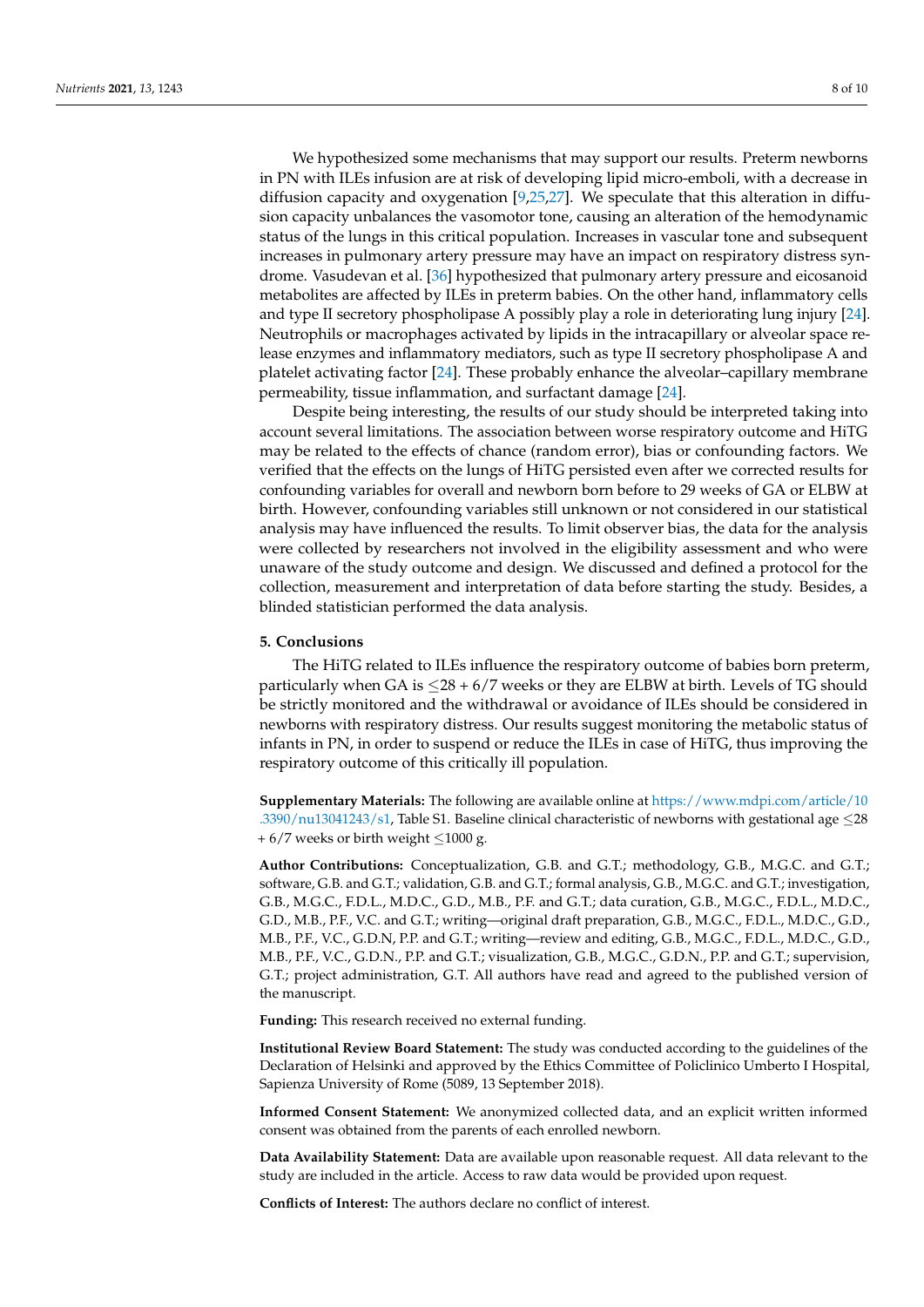We hypothesized some mechanisms that may support our results. Preterm newborns in PN with ILEs infusion are at risk of developing lipid micro-emboli, with a decrease in diffusion capacity and oxygenation [9,25,27]. We speculate that this alteration in diffusion capacity unbalances the vasomotor tone, causing an alteration of the hemodynamic status of the lungs in this critical population. Increases in vascular tone and subsequent increases in pulmonary artery pressure may have an impact on respiratory distress syndrome. Vasudevan et al. [36] hypothesized that pulmonary artery pressure and eicosanoid metabolites are affected by ILEs in preterm babies. On the other hand, inflammatory cells and type II secretory phospholipase A possibly play a role in deteriorating lung injury [24]. Neutrophils or macrophages activated by lipids in the intracapillary or alveolar space release enzymes and inflammatory mediators, such as type II secretory phospholipase A and platelet activating factor [24]. These probably enhance the alveolar–capillary membrane permeability, tissue inflammation, and surfactant damage [24].

Despite being interesting, the results of our study should be interpreted taking into account several limitations. The association between worse respiratory outcome and HiTG may be related to the effects of chance (random error), bias or confounding factors. We verified that the effects on the lungs of HiTG persisted even after we corrected results for confounding variables for overall and newborn born before to 29 weeks of GA or ELBW at birth. However, confounding variables still unknown or not considered in our statistical analysis may have influenced the results. To limit observer bias, the data for the analysis were collected by researchers not involved in the eligibility assessment and who were unaware of the study outcome and design. We discussed and defined a protocol for the collection, measurement and interpretation of data before starting the study. Besides, a blinded statistician performed the data analysis.

## 5. Conclusions

The HiTG related to ILEs influence the respiratory outcome of babies born preterm, particularly when GA is $\leq$28 + 6/7 weeks or they are ELBW at birth. Levels of TG should be strictly monitored and the withdrawal or avoidance of ILEs should be considered in newborns with respiratory distress. Our results suggest monitoring the metabolic status of infants in PN, in order to suspend or reduce the ILEs in case of HiTG, thus improving the respiratory outcome of this critically ill population.

**Supplementary Materials:** The following are available online at https://www.mdpi.com/article/10.3390/nu13041243/s1, Table S1. Baseline clinical characteristic of newborns with gestational age $\leq$28 + 6/7 weeks or birth weight $\leq$1000 g.

**Author Contributions:** Conceptualization, G.B. and G.T.; methodology, G.B., M.G.C. and G.T.; software, G.B. and G.T.; validation, G.B. and G.T.; formal analysis, G.B., M.G.C. and G.T.; investigation, G.B., M.G.C., F.D.L., M.D.C., G.D., M.B., P.F. and G.T.; data curation, G.B., M.G.C., F.D.L., M.D.C., G.D., M.B., P.F., V.C. and G.T.; writing—original draft preparation, G.B., M.G.C., F.D.L., M.D.C., G.D., M.B., P.F., V.C., G.D.N, P.P. and G.T.; writing—review and editing, G.B., M.G.C., F.D.L., M.D.C., G.D., M.B., P.F., V.C., G.D.N., P.P. and G.T.; visualization, G.B., M.G.C., G.D.N., P.P. and G.T.; supervision, G.T.; project administration, G.T. All authors have read and agreed to the published version of the manuscript.

**Funding:** This research received no external funding.

**Institutional Review Board Statement:** The study was conducted according to the guidelines of the Declaration of Helsinki and approved by the Ethics Committee of Policlinico Umberto I Hospital, Sapienza University of Rome (5089, 13 September 2018).

**Informed Consent Statement:** We anonymized collected data, and an explicit written informed consent was obtained from the parents of each enrolled newborn.

**Data Availability Statement:** Data are available upon reasonable request. All data relevant to the study are included in the article. Access to raw data would be provided upon request.

**Conflicts of Interest:** The authors declare no conflict of interest.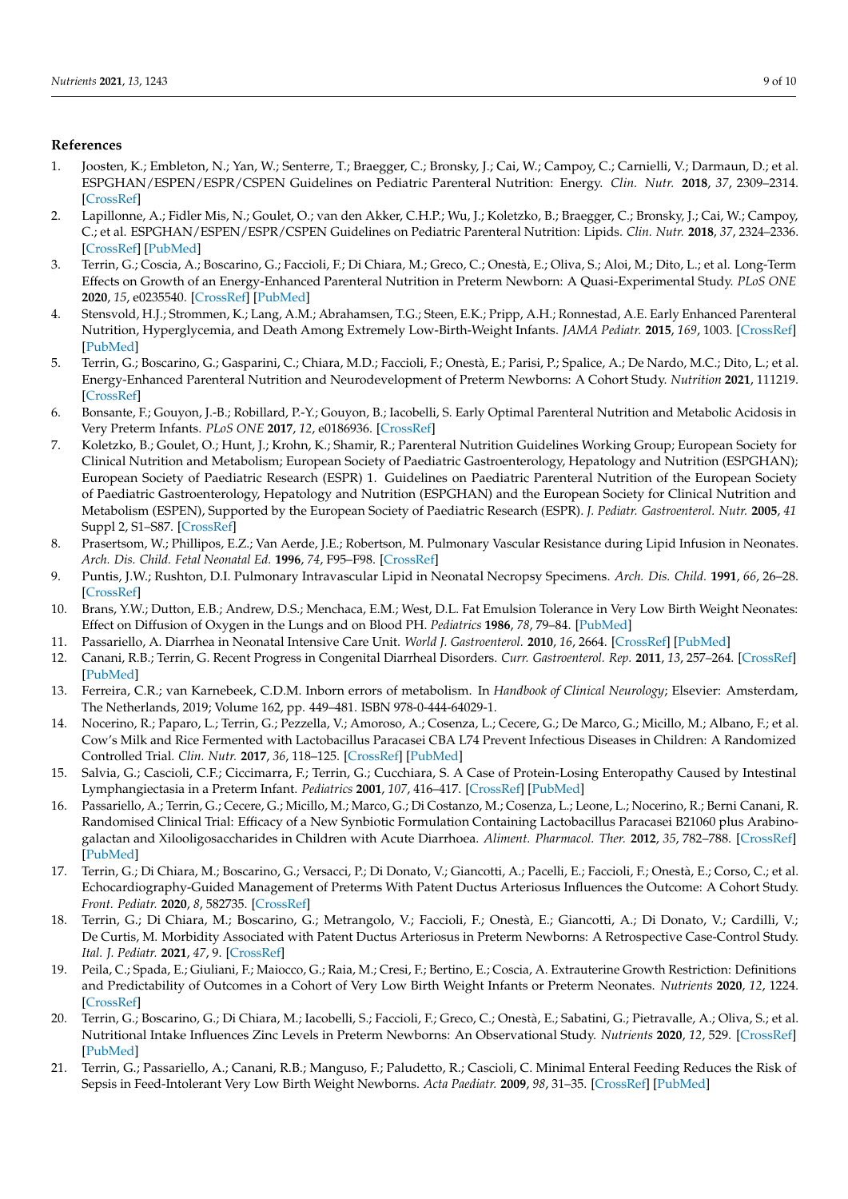## References

1. Joosten, K.; Embleton, N.; Yan, W.; Senterre, T.; Braegger, C.; Bronsky, J.; Cai, W.; Campoy, C.; Carnielli, V.; Darmaun, D.; et al. ESPGHAN/ESPEN/ESPR/CSPEN Guidelines on Pediatric Parenteral Nutrition: Energy. *Clin. Nutr.* **2018**, *37*, 2309–2314. [CrossRef]
2. Lapillonne, A.; Fidler Mis, N.; Goulet, O.; van den Akker, C.H.P.; Wu, J.; Koletzko, B.; Braegger, C.; Bronsky, J.; Cai, W.; Campoy, C.; et al. ESPGHAN/ESPEN/ESPR/CSPEN Guidelines on Pediatric Parenteral Nutrition: Lipids. *Clin. Nutr.* **2018**, *37*, 2324–2336. [CrossRef] [PubMed]
3. Terrin, G.; Coscia, A.; Boscarino, G.; Faccioli, F.; Di Chiara, M.; Greco, C.; Onestà, E.; Oliva, S.; Aloi, M.; Dito, L.; et al. Long-Term Effects on Growth of an Energy-Enhanced Parenteral Nutrition in Preterm Newborn: A Quasi-Experimental Study. *PLoS ONE* **2020**, *15*, e0235540. [CrossRef] [PubMed]
4. Stensvold, H.J.; Strommen, K.; Lang, A.M.; Abrahamsen, T.G.; Steen, E.K.; Pripp, A.H.; Ronnestad, A.E. Early Enhanced Parenteral Nutrition, Hyperglycemia, and Death Among Extremely Low-Birth-Weight Infants. *JAMA Pediatr.* **2015**, *169*, 1003. [CrossRef] [PubMed]
5. Terrin, G.; Boscarino, G.; Gasparini, C.; Chiara, M.D.; Faccioli, F.; Onestà, E.; Parisi, P.; Spalice, A.; De Nardo, M.C.; Dito, L.; et al. Energy-Enhanced Parenteral Nutrition and Neurodevelopment of Preterm Newborns: A Cohort Study. *Nutrition* **2021**, 111219. [CrossRef]
6. Bonsante, F.; Gouyon, J.-B.; Robillard, P.-Y.; Gouyon, B.; Iacobelli, S. Early Optimal Parenteral Nutrition and Metabolic Acidosis in Very Preterm Infants. *PLoS ONE* **2017**, *12*, e0186936. [CrossRef]
7. Koletzko, B.; Goulet, O.; Hunt, J.; Krohn, K.; Shamir, R.; Parenteral Nutrition Guidelines Working Group; European Society for Clinical Nutrition and Metabolism; European Society of Paediatric Gastroenterology, Hepatology and Nutrition (ESPGHAN); European Society of Paediatric Research (ESPR) 1. Guidelines on Paediatric Parenteral Nutrition of the European Society of Paediatric Gastroenterology, Hepatology and Nutrition (ESPGHAN) and the European Society for Clinical Nutrition and Metabolism (ESPEN), Supported by the European Society of Paediatric Research (ESPR). *J. Pediatr. Gastroenterol. Nutr.* **2005**, *41* Suppl 2, S1–S87. [CrossRef]
8. Prasertsom, W.; Phillipos, E.Z.; Van Aerde, J.E.; Robertson, M. Pulmonary Vascular Resistance during Lipid Infusion in Neonates. *Arch. Dis. Child. Fetal Neonatal Ed.* **1996**, *74*, F95–F98. [CrossRef]
9. Puntis, J.W.; Rushton, D.I. Pulmonary Intravascular Lipid in Neonatal Necropsy Specimens. *Arch. Dis. Child.* **1991**, *66*, 26–28. [CrossRef]
10. Brans, Y.W.; Dutton, E.B.; Andrew, D.S.; Menchaca, E.M.; West, D.L. Fat Emulsion Tolerance in Very Low Birth Weight Neonates: Effect on Diffusion of Oxygen in the Lungs and on Blood PH. *Pediatrics* **1986**, *78*, 79–84. [PubMed]
11. Passariello, A. Diarrhea in Neonatal Intensive Care Unit. *World J. Gastroenterol.* **2010**, *16*, 2664. [CrossRef] [PubMed]
12. Canani, R.B.; Terrin, G. Recent Progress in Congenital Diarrheal Disorders. *Curr. Gastroenterol. Rep.* **2011**, *13*, 257–264. [CrossRef] [PubMed]
13. Ferreira, C.R.; van Karnebeek, C.D.M. Inborn errors of metabolism. In *Handbook of Clinical Neurology*; Elsevier: Amsterdam, The Netherlands, 2019; Volume 162, pp. 449–481. ISBN 978-0-444-64029-1.
14. Nocerino, R.; Paparo, L.; Terrin, G.; Pezzella, V.; Amoroso, A.; Cosenza, L.; Cecere, G.; De Marco, G.; Micillo, M.; Albano, F.; et al. Cow's Milk and Rice Fermented with Lactobacillus Paracasei CBA L74 Prevent Infectious Diseases in Children: A Randomized Controlled Trial. *Clin. Nutr.* **2017**, *36*, 118–125. [CrossRef] [PubMed]
15. Salvia, G.; Cascioli, C.F.; Ciccimarra, F.; Terrin, G.; Cucchiara, S. A Case of Protein-Losing Enteropathy Caused by Intestinal Lymphangiectasia in a Preterm Infant. *Pediatrics* **2001**, *107*, 416–417. [CrossRef] [PubMed]
16. Passariello, A.; Terrin, G.; Cecere, G.; Micillo, M.; Marco, G.; Di Costanzo, M.; Cosenza, L.; Leone, L.; Nocerino, R.; Berni Canani, R. Randomised Clinical Trial: Efficacy of a New Synbiotic Formulation Containing Lactobacillus Paracasei B21060 plus Arabinogalactan and Xilooligosaccharides in Children with Acute Diarrhoea. *Aliment. Pharmacol. Ther.* **2012**, *35*, 782–788. [CrossRef] [PubMed]
17. Terrin, G.; Di Chiara, M.; Boscarino, G.; Versacci, P.; Di Donato, V.; Giancotti, A.; Pacelli, E.; Faccioli, F.; Onestà, E.; Corso, C.; et al. Echocardiography-Guided Management of Preterms With Patent Ductus Arteriosus Influences the Outcome: A Cohort Study. *Front. Pediatr.* **2020**, *8*, 582735. [CrossRef]
18. Terrin, G.; Di Chiara, M.; Boscarino, G.; Metrangolo, V.; Faccioli, F.; Onestà, E.; Giancotti, A.; Di Donato, V.; Cardilli, V.; De Curtis, M. Morbidity Associated with Patent Ductus Arteriosus in Preterm Newborns: A Retrospective Case-Control Study. *Ital. J. Pediatr.* **2021**, *47*, 9. [CrossRef]
19. Peila, C.; Spada, E.; Giuliani, F.; Maiocco, G.; Raia, M.; Cresi, F.; Bertino, E.; Coscia, A. Extrauterine Growth Restriction: Definitions and Predictability of Outcomes in a Cohort of Very Low Birth Weight Infants or Preterm Neonates. *Nutrients* **2020**, *12*, 1224. [CrossRef]
20. Terrin, G.; Boscarino, G.; Di Chiara, M.; Iacobelli, S.; Faccioli, F.; Greco, C.; Onestà, E.; Sabatini, G.; Pietravalle, A.; Oliva, S.; et al. Nutritional Intake Influences Zinc Levels in Preterm Newborns: An Observational Study. *Nutrients* **2020**, *12*, 529. [CrossRef] [PubMed]
21. Terrin, G.; Passariello, A.; Canani, R.B.; Manguso, F.; Paludetto, R.; Cascioli, C. Minimal Enteral Feeding Reduces the Risk of Sepsis in Feed-Intolerant Very Low Birth Weight Newborns. *Acta Paediatr.* **2009**, *98*, 31–35. [CrossRef] [PubMed]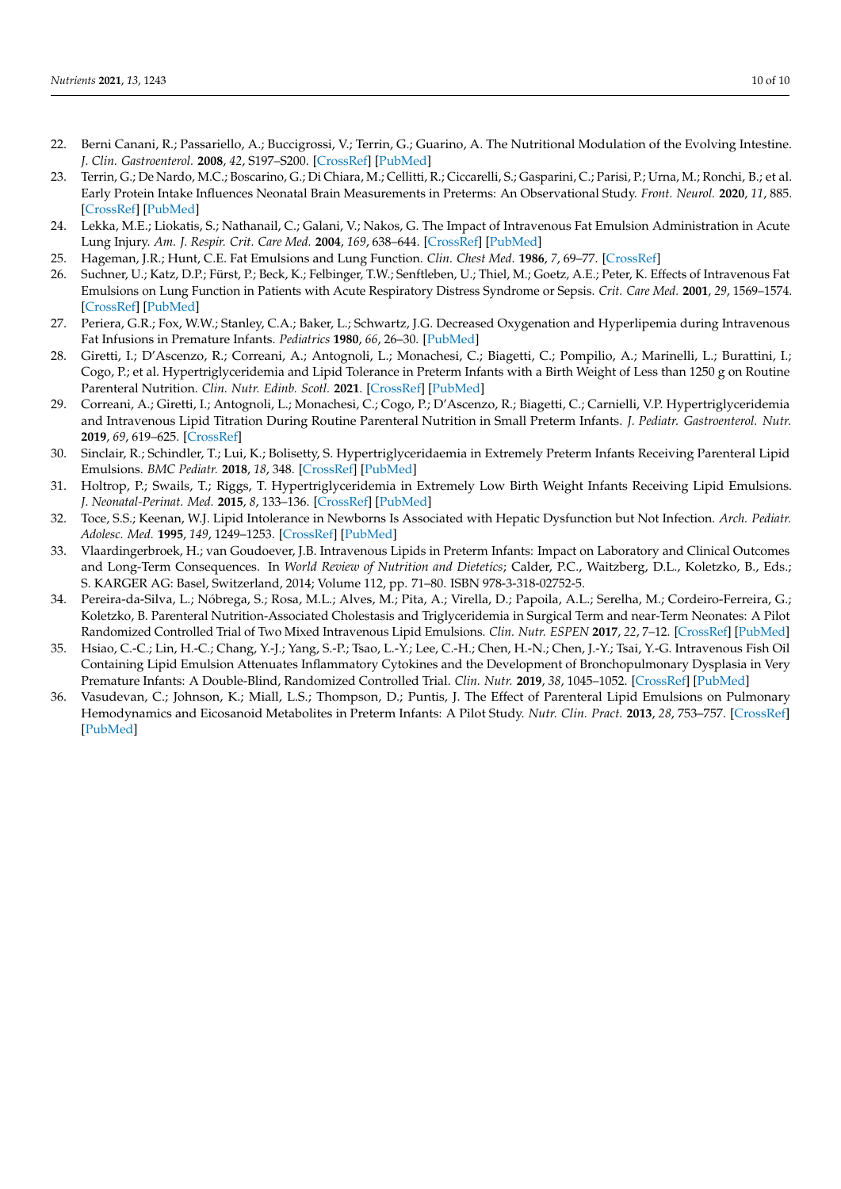22. Berni Canani, R.; Passariello, A.; Buccigrossi, V.; Terrin, G.; Guarino, A. The Nutritional Modulation of the Evolving Intestine. *J. Clin. Gastroenterol.* **2008**, *42*, S197–S200. [CrossRef] [PubMed]
23. Terrin, G.; De Nardo, M.C.; Boscarino, G.; Di Chiara, M.; Cellitti, R.; Ciccarelli, S.; Gasparini, C.; Parisi, P.; Urna, M.; Ronchi, B.; et al. Early Protein Intake Influences Neonatal Brain Measurements in Preterms: An Observational Study. *Front. Neurol.* **2020**, *11*, 885. [CrossRef] [PubMed]
24. Lekka, M.E.; Liokatis, S.; Nathanail, C.; Galani, V.; Nakos, G. The Impact of Intravenous Fat Emulsion Administration in Acute Lung Injury. *Am. J. Respir. Crit. Care Med.* **2004**, *169*, 638–644. [CrossRef] [PubMed]
25. Hageman, J.R.; Hunt, C.E. Fat Emulsions and Lung Function. *Clin. Chest Med.* **1986**, *7*, 69–77. [CrossRef]
26. Suchner, U.; Katz, D.P.; Fürst, P.; Beck, K.; Felbinger, T.W.; Senftleben, U.; Thiel, M.; Goetz, A.E.; Peter, K. Effects of Intravenous Fat Emulsions on Lung Function in Patients with Acute Respiratory Distress Syndrome or Sepsis. *Crit. Care Med.* **2001**, *29*, 1569–1574. [CrossRef] [PubMed]
27. Periera, G.R.; Fox, W.W.; Stanley, C.A.; Baker, L.; Schwartz, J.G. Decreased Oxygenation and Hyperlipemia during Intravenous Fat Infusions in Premature Infants. *Pediatrics* **1980**, *66*, 26–30. [PubMed]
28. Giretti, I.; D'Ascenzo, R.; Correani, A.; Antognoli, L.; Monachesi, C.; Biagetti, C.; Pompilio, A.; Marinelli, L.; Burattini, I.; Cogo, P.; et al. Hypertriglyceridemia and Lipid Tolerance in Preterm Infants with a Birth Weight of Less than 1250 g on Routine Parenteral Nutrition. *Clin. Nutr. Edinb. Scotl.* **2021**. [CrossRef] [PubMed]
29. Correani, A.; Giretti, I.; Antognoli, L.; Monachesi, C.; Cogo, P.; D'Ascenzo, R.; Biagetti, C.; Carnielli, V.P. Hypertriglyceridemia and Intravenous Lipid Titration During Routine Parenteral Nutrition in Small Preterm Infants. *J. Pediatr. Gastroenterol. Nutr.* **2019**, *69*, 619–625. [CrossRef]
30. Sinclair, R.; Schindler, T.; Lui, K.; Bolisetty, S. Hypertriglyceridaemia in Extremely Preterm Infants Receiving Parenteral Lipid Emulsions. *BMC Pediatr.* **2018**, *18*, 348. [CrossRef] [PubMed]
31. Holtrop, P.; Swails, T.; Riggs, T. Hypertriglyceridemia in Extremely Low Birth Weight Infants Receiving Lipid Emulsions. *J. Neonatal-Perinat. Med.* **2015**, *8*, 133–136. [CrossRef] [PubMed]
32. Toce, S.S.; Keenan, W.J. Lipid Intolerance in Newborns Is Associated with Hepatic Dysfunction but Not Infection. *Arch. Pediatr. Adolesc. Med.* **1995**, *149*, 1249–1253. [CrossRef] [PubMed]
33. Vlaardingerbroek, H.; van Goudoever, J.B. Intravenous Lipids in Preterm Infants: Impact on Laboratory and Clinical Outcomes and Long-Term Consequences. In *World Review of Nutrition and Dietetics*; Calder, P.C., Waitzberg, D.L., Koletzko, B., Eds.; S. KARGER AG: Basel, Switzerland, 2014; Volume 112, pp. 71–80. ISBN 978-3-318-02752-5.
34. Pereira-da-Silva, L.; Nóbrega, S.; Rosa, M.L.; Alves, M.; Pita, A.; Virella, D.; Papoila, A.L.; Serelha, M.; Cordeiro-Ferreira, G.; Koletzko, B. Parenteral Nutrition-Associated Cholestasis and Triglyceridemia in Surgical Term and near-Term Neonates: A Pilot Randomized Controlled Trial of Two Mixed Intravenous Lipid Emulsions. *Clin. Nutr. ESPEN* **2017**, *22*, 7–12. [CrossRef] [PubMed]
35. Hsiao, C.-C.; Lin, H.-C.; Chang, Y.-J.; Yang, S.-P.; Tsao, L.-Y.; Lee, C.-H.; Chen, H.-N.; Chen, J.-Y.; Tsai, Y.-G. Intravenous Fish Oil Containing Lipid Emulsion Attenuates Inflammatory Cytokines and the Development of Bronchopulmonary Dysplasia in Very Premature Infants: A Double-Blind, Randomized Controlled Trial. *Clin. Nutr.* **2019**, *38*, 1045–1052. [CrossRef] [PubMed]
36. Vasudevan, C.; Johnson, K.; Miall, L.S.; Thompson, D.; Puntis, J. The Effect of Parenteral Lipid Emulsions on Pulmonary Hemodynamics and Eicosanoid Metabolites in Preterm Infants: A Pilot Study. *Nutr. Clin. Pract.* **2013**, *28*, 753–757. [CrossRef] [PubMed]